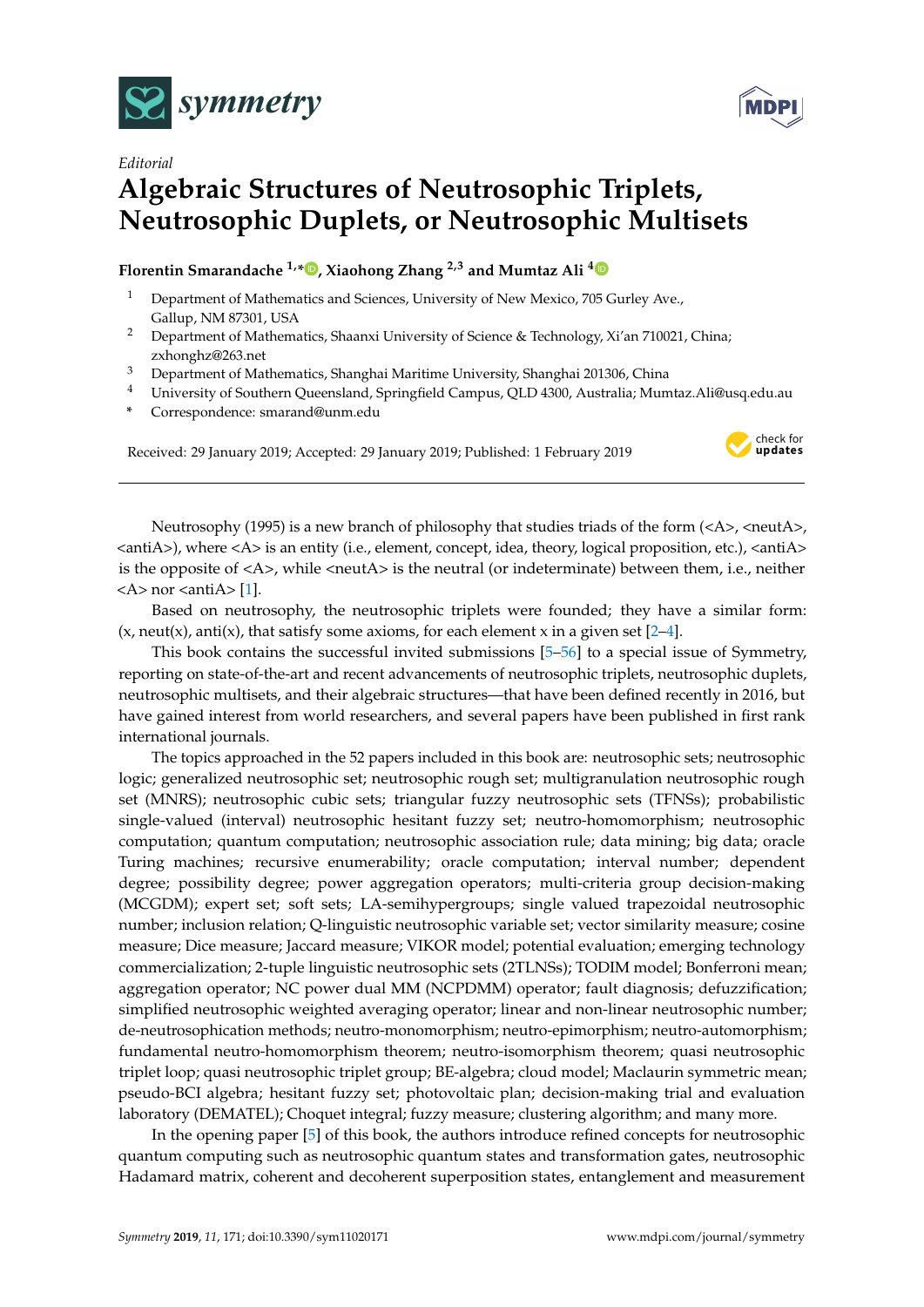*Editorial*

# Algebraic Structures of Neutrosophic Triplets, Neutrosophic Duplets, or Neutrosophic Multisets

**Florentin Smarandache [1,*], Xiaohong Zhang [2,3] and Mumtaz Ali [4]**

1. Department of Mathematics and Sciences, University of New Mexico, 705 Gurley Ave., Gallup, NM 87301, USA
2. Department of Mathematics, Shaanxi University of Science & Technology, Xi'an 710021, China; zxhonghz@263.net
3. Department of Mathematics, Shanghai Maritime University, Shanghai 201306, China
4. University of Southern Queensland, Springfield Campus, QLD 4300, Australia; Mumtaz.Ali@usq.edu.au

\* Correspondence: smarand@unm.edu

Received: 29 January 2019; Accepted: 29 January 2019; Published: 1 February 2019

---

Neutrosophy (1995) is a new branch of philosophy that studies triads of the form (<A>, <neutA>, <antiA>), where <A> is an entity (i.e., element, concept, idea, theory, logical proposition, etc.), <antiA> is the opposite of <A>, while <neutA> is the neutral (or indeterminate) between them, i.e., neither <A> nor <antiA> [1].

Based on neutrosophy, the neutrosophic triplets were founded; they have a similar form: (x, neut(x), anti(x), that satisfy some axioms, for each element x in a given set [2–4].

This book contains the successful invited submissions [5–56] to a special issue of Symmetry, reporting on state-of-the-art and recent advancements of neutrosophic triplets, neutrosophic duplets, neutrosophic multisets, and their algebraic structures—that have been defined recently in 2016, but have gained interest from world researchers, and several papers have been published in first rank international journals.

The topics approached in the 52 papers included in this book are: neutrosophic sets; neutrosophic logic; generalized neutrosophic set; neutrosophic rough set; multigranulation neutrosophic rough set (MNRS); neutrosophic cubic sets; triangular fuzzy neutrosophic sets (TFNSs); probabilistic single-valued (interval) neutrosophic hesitant fuzzy set; neutro-homomorphism; neutrosophic computation; quantum computation; neutrosophic association rule; data mining; big data; oracle Turing machines; recursive enumerability; oracle computation; interval number; dependent degree; possibility degree; power aggregation operators; multi-criteria group decision-making (MCGDM); expert set; soft sets; LA-semihypergroups; single valued trapezoidal neutrosophic number; inclusion relation; Q-linguistic neutrosophic variable set; vector similarity measure; cosine measure; Dice measure; Jaccard measure; VIKOR model; potential evaluation; emerging technology commercialization; 2-tuple linguistic neutrosophic sets (2TLNSs); TODIM model; Bonferroni mean; aggregation operator; NC power dual MM (NCPDMM) operator; fault diagnosis; defuzzification; simplified neutrosophic weighted averaging operator; linear and non-linear neutrosophic number; de-neutrosophication methods; neutro-monomorphism; neutro-epimorphism; neutro-automorphism; fundamental neutro-homomorphism theorem; neutro-isomorphism theorem; quasi neutrosophic triplet loop; quasi neutrosophic triplet group; BE-algebra; cloud model; Maclaurin symmetric mean; pseudo-BCI algebra; hesitant fuzzy set; photovoltaic plan; decision-making trial and evaluation laboratory (DEMATEL); Choquet integral; fuzzy measure; clustering algorithm; and many more.

In the opening paper [5] of this book, the authors introduce refined concepts for neutrosophic quantum computing such as neutrosophic quantum states and transformation gates, neutrosophic Hadamard matrix, coherent and decoherent superposition states, entanglement and measurement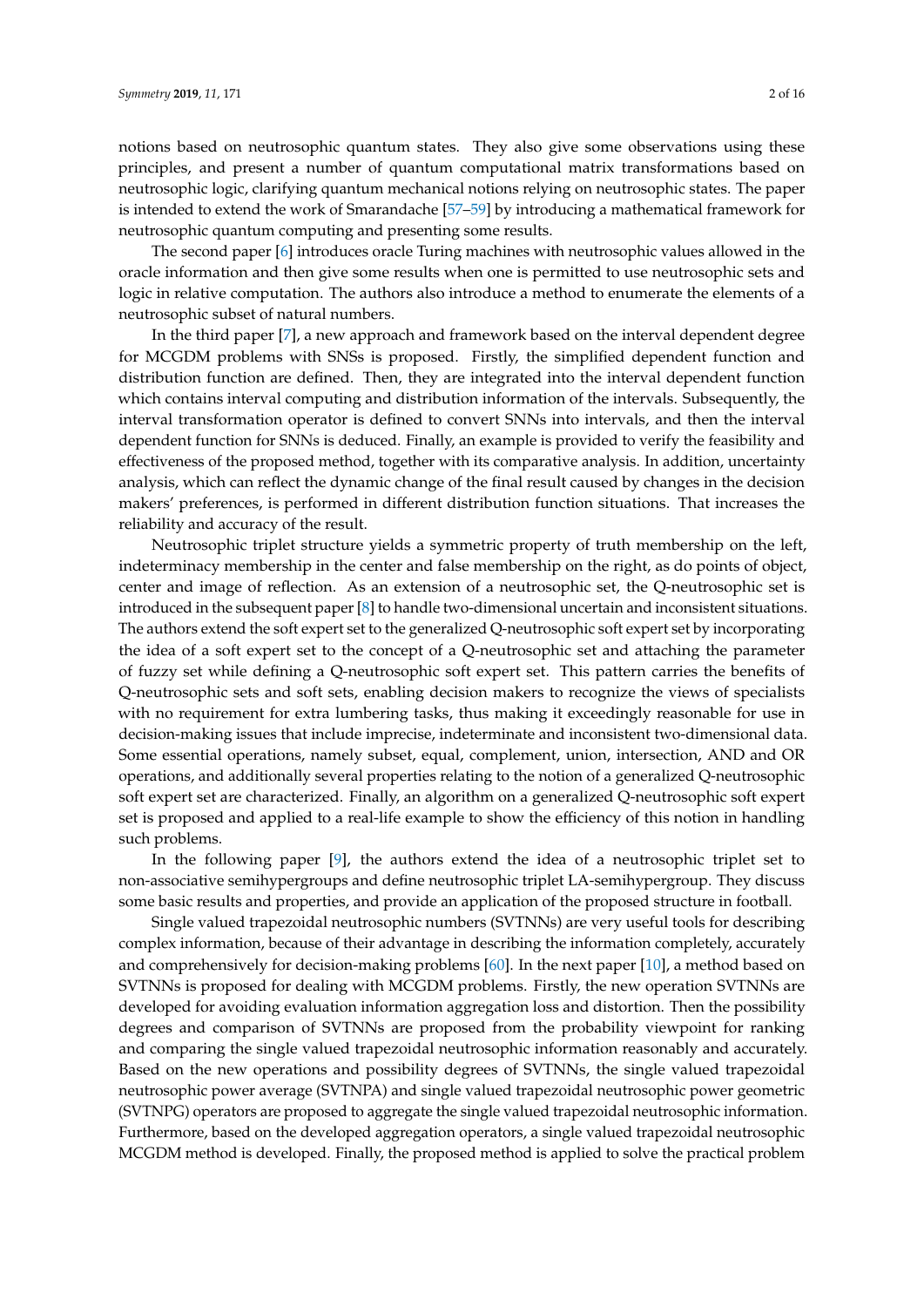notions based on neutrosophic quantum states. They also give some observations using these principles, and present a number of quantum computational matrix transformations based on neutrosophic logic, clarifying quantum mechanical notions relying on neutrosophic states. The paper is intended to extend the work of Smarandache [57–59] by introducing a mathematical framework for neutrosophic quantum computing and presenting some results.

The second paper [6] introduces oracle Turing machines with neutrosophic values allowed in the oracle information and then give some results when one is permitted to use neutrosophic sets and logic in relative computation. The authors also introduce a method to enumerate the elements of a neutrosophic subset of natural numbers.

In the third paper [7], a new approach and framework based on the interval dependent degree for MCGDM problems with SNSs is proposed. Firstly, the simplified dependent function and distribution function are defined. Then, they are integrated into the interval dependent function which contains interval computing and distribution information of the intervals. Subsequently, the interval transformation operator is defined to convert SNNs into intervals, and then the interval dependent function for SNNs is deduced. Finally, an example is provided to verify the feasibility and effectiveness of the proposed method, together with its comparative analysis. In addition, uncertainty analysis, which can reflect the dynamic change of the final result caused by changes in the decision makers' preferences, is performed in different distribution function situations. That increases the reliability and accuracy of the result.

Neutrosophic triplet structure yields a symmetric property of truth membership on the left, indeterminacy membership in the center and false membership on the right, as do points of object, center and image of reflection. As an extension of a neutrosophic set, the Q-neutrosophic set is introduced in the subsequent paper [8] to handle two-dimensional uncertain and inconsistent situations. The authors extend the soft expert set to the generalized Q-neutrosophic soft expert set by incorporating the idea of a soft expert set to the concept of a Q-neutrosophic set and attaching the parameter of fuzzy set while defining a Q-neutrosophic soft expert set. This pattern carries the benefits of Q-neutrosophic sets and soft sets, enabling decision makers to recognize the views of specialists with no requirement for extra lumbering tasks, thus making it exceedingly reasonable for use in decision-making issues that include imprecise, indeterminate and inconsistent two-dimensional data. Some essential operations, namely subset, equal, complement, union, intersection, AND and OR operations, and additionally several properties relating to the notion of a generalized Q-neutrosophic soft expert set are characterized. Finally, an algorithm on a generalized Q-neutrosophic soft expert set is proposed and applied to a real-life example to show the efficiency of this notion in handling such problems.

In the following paper [9], the authors extend the idea of a neutrosophic triplet set to non-associative semihypergroups and define neutrosophic triplet LA-semihypergroup. They discuss some basic results and properties, and provide an application of the proposed structure in football.

Single valued trapezoidal neutrosophic numbers (SVTNNs) are very useful tools for describing complex information, because of their advantage in describing the information completely, accurately and comprehensively for decision-making problems [60]. In the next paper [10], a method based on SVTNNs is proposed for dealing with MCGDM problems. Firstly, the new operation SVTNNs are developed for avoiding evaluation information aggregation loss and distortion. Then the possibility degrees and comparison of SVTNNs are proposed from the probability viewpoint for ranking and comparing the single valued trapezoidal neutrosophic information reasonably and accurately. Based on the new operations and possibility degrees of SVTNNs, the single valued trapezoidal neutrosophic power average (SVTNPA) and single valued trapezoidal neutrosophic power geometric (SVTNPG) operators are proposed to aggregate the single valued trapezoidal neutrosophic information. Furthermore, based on the developed aggregation operators, a single valued trapezoidal neutrosophic MCGDM method is developed. Finally, the proposed method is applied to solve the practical problem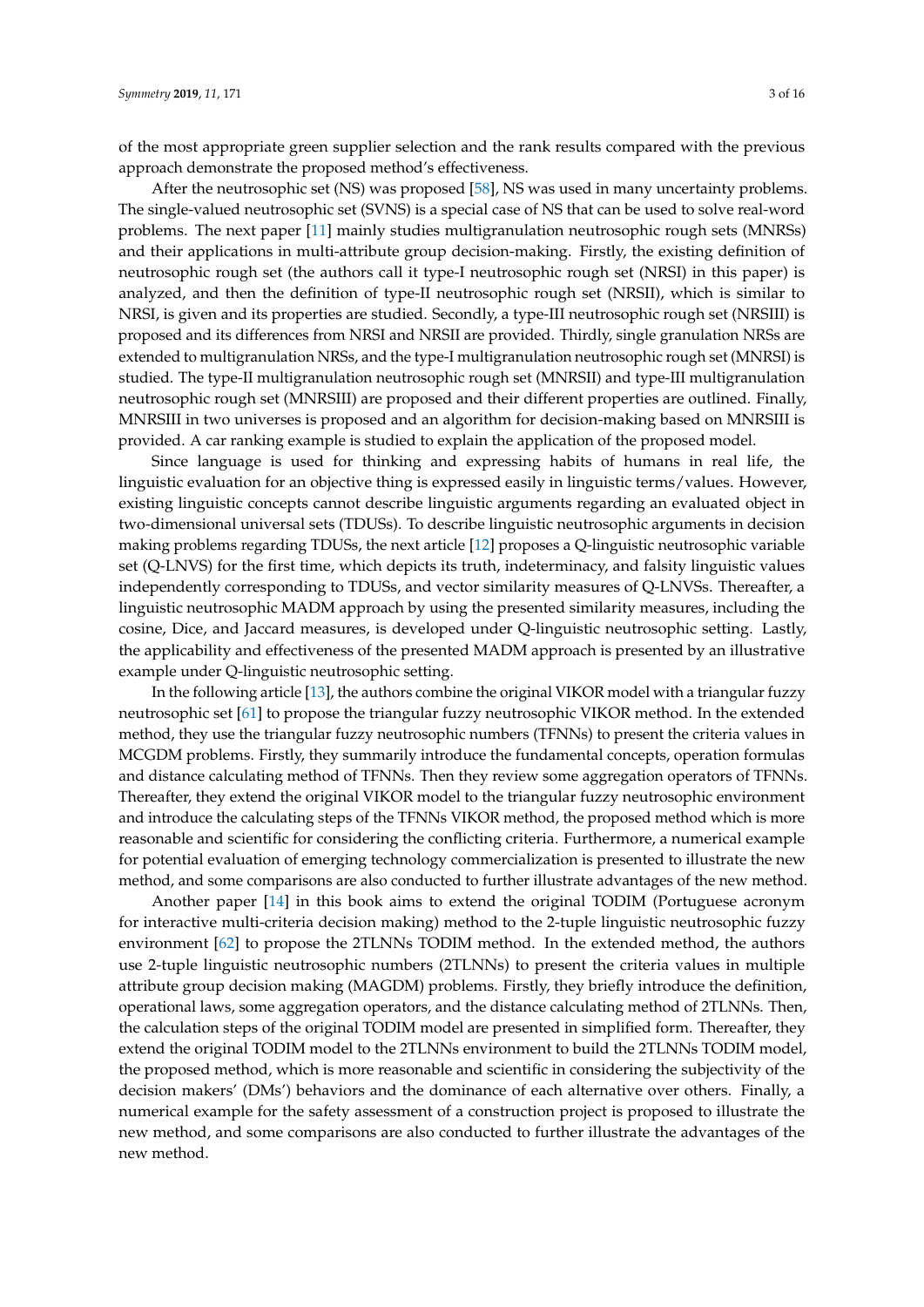of the most appropriate green supplier selection and the rank results compared with the previous approach demonstrate the proposed method's effectiveness.

After the neutrosophic set (NS) was proposed [58], NS was used in many uncertainty problems. The single-valued neutrosophic set (SVNS) is a special case of NS that can be used to solve real-word problems. The next paper [11] mainly studies multigranulation neutrosophic rough sets (MNRSs) and their applications in multi-attribute group decision-making. Firstly, the existing definition of neutrosophic rough set (the authors call it type-I neutrosophic rough set (NRSI) in this paper) is analyzed, and then the definition of type-II neutrosophic rough set (NRSII), which is similar to NRSI, is given and its properties are studied. Secondly, a type-III neutrosophic rough set (NRSIII) is proposed and its differences from NRSI and NRSII are provided. Thirdly, single granulation NRSs are extended to multigranulation NRSs, and the type-I multigranulation neutrosophic rough set (MNRSI) is studied. The type-II multigranulation neutrosophic rough set (MNRSII) and type-III multigranulation neutrosophic rough set (MNRSIII) are proposed and their different properties are outlined. Finally, MNRSIII in two universes is proposed and an algorithm for decision-making based on MNRSIII is provided. A car ranking example is studied to explain the application of the proposed model.

Since language is used for thinking and expressing habits of humans in real life, the linguistic evaluation for an objective thing is expressed easily in linguistic terms/values. However, existing linguistic concepts cannot describe linguistic arguments regarding an evaluated object in two-dimensional universal sets (TDUSs). To describe linguistic neutrosophic arguments in decision making problems regarding TDUSs, the next article [12] proposes a Q-linguistic neutrosophic variable set (Q-LNVS) for the first time, which depicts its truth, indeterminacy, and falsity linguistic values independently corresponding to TDUSs, and vector similarity measures of Q-LNVSs. Thereafter, a linguistic neutrosophic MADM approach by using the presented similarity measures, including the cosine, Dice, and Jaccard measures, is developed under Q-linguistic neutrosophic setting. Lastly, the applicability and effectiveness of the presented MADM approach is presented by an illustrative example under Q-linguistic neutrosophic setting.

In the following article [13], the authors combine the original VIKOR model with a triangular fuzzy neutrosophic set [61] to propose the triangular fuzzy neutrosophic VIKOR method. In the extended method, they use the triangular fuzzy neutrosophic numbers (TFNNs) to present the criteria values in MCGDM problems. Firstly, they summarily introduce the fundamental concepts, operation formulas and distance calculating method of TFNNs. Then they review some aggregation operators of TFNNs. Thereafter, they extend the original VIKOR model to the triangular fuzzy neutrosophic environment and introduce the calculating steps of the TFNNs VIKOR method, the proposed method which is more reasonable and scientific for considering the conflicting criteria. Furthermore, a numerical example for potential evaluation of emerging technology commercialization is presented to illustrate the new method, and some comparisons are also conducted to further illustrate advantages of the new method.

Another paper [14] in this book aims to extend the original TODIM (Portuguese acronym for interactive multi-criteria decision making) method to the 2-tuple linguistic neutrosophic fuzzy environment [62] to propose the 2TLNNs TODIM method. In the extended method, the authors use 2-tuple linguistic neutrosophic numbers (2TLNNs) to present the criteria values in multiple attribute group decision making (MAGDM) problems. Firstly, they briefly introduce the definition, operational laws, some aggregation operators, and the distance calculating method of 2TLNNs. Then, the calculation steps of the original TODIM model are presented in simplified form. Thereafter, they extend the original TODIM model to the 2TLNNs environment to build the 2TLNNs TODIM model, the proposed method, which is more reasonable and scientific in considering the subjectivity of the decision makers' (DMs') behaviors and the dominance of each alternative over others. Finally, a numerical example for the safety assessment of a construction project is proposed to illustrate the new method, and some comparisons are also conducted to further illustrate the advantages of the new method.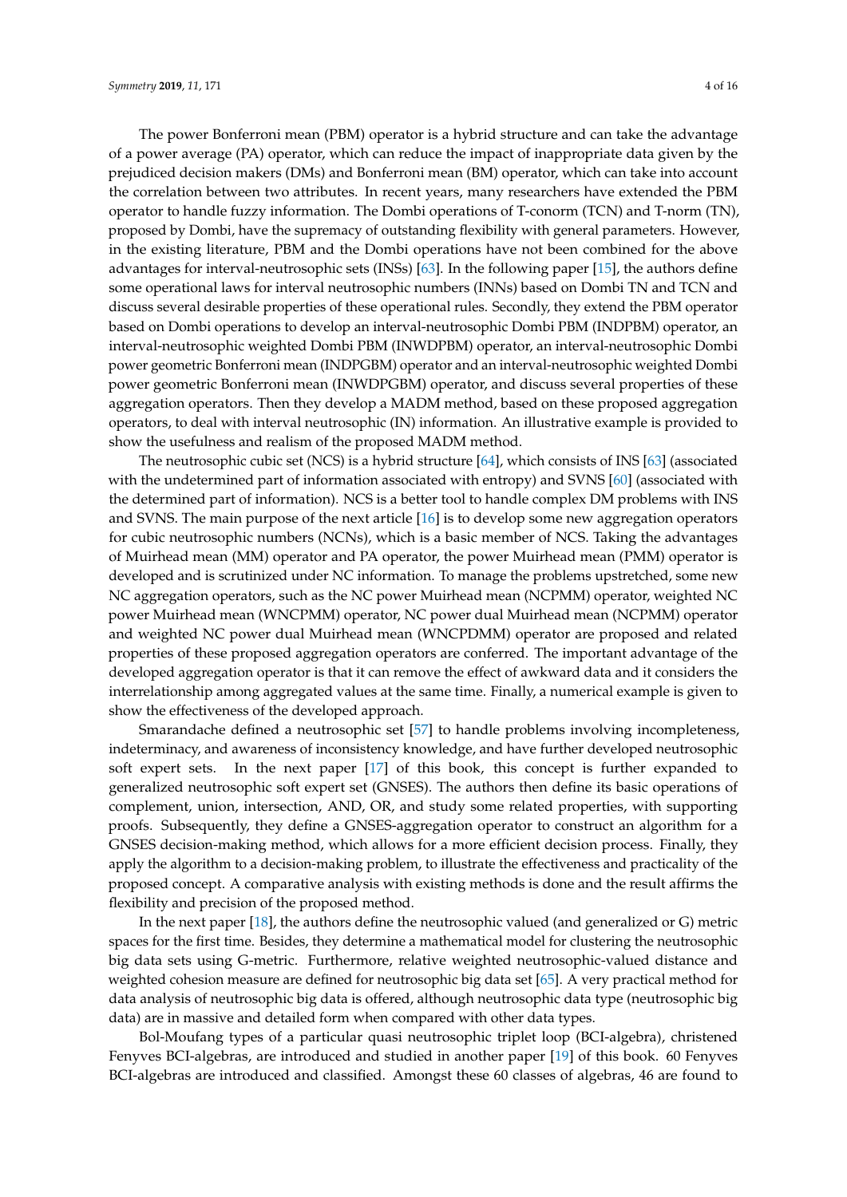The power Bonferroni mean (PBM) operator is a hybrid structure and can take the advantage of a power average (PA) operator, which can reduce the impact of inappropriate data given by the prejudiced decision makers (DMs) and Bonferroni mean (BM) operator, which can take into account the correlation between two attributes. In recent years, many researchers have extended the PBM operator to handle fuzzy information. The Dombi operations of T-conorm (TCN) and T-norm (TN), proposed by Dombi, have the supremacy of outstanding flexibility with general parameters. However, in the existing literature, PBM and the Dombi operations have not been combined for the above advantages for interval-neutrosophic sets (INSs) [63]. In the following paper [15], the authors define some operational laws for interval neutrosophic numbers (INNs) based on Dombi TN and TCN and discuss several desirable properties of these operational rules. Secondly, they extend the PBM operator based on Dombi operations to develop an interval-neutrosophic Dombi PBM (INDPBM) operator, an interval-neutrosophic weighted Dombi PBM (INWDPBM) operator, an interval-neutrosophic Dombi power geometric Bonferroni mean (INDPGBM) operator and an interval-neutrosophic weighted Dombi power geometric Bonferroni mean (INWDPGBM) operator, and discuss several properties of these aggregation operators. Then they develop a MADM method, based on these proposed aggregation operators, to deal with interval neutrosophic (IN) information. An illustrative example is provided to show the usefulness and realism of the proposed MADM method.

The neutrosophic cubic set (NCS) is a hybrid structure [64], which consists of INS [63] (associated with the undetermined part of information associated with entropy) and SVNS [60] (associated with the determined part of information). NCS is a better tool to handle complex DM problems with INS and SVNS. The main purpose of the next article [16] is to develop some new aggregation operators for cubic neutrosophic numbers (NCNs), which is a basic member of NCS. Taking the advantages of Muirhead mean (MM) operator and PA operator, the power Muirhead mean (PMM) operator is developed and is scrutinized under NC information. To manage the problems upstretched, some new NC aggregation operators, such as the NC power Muirhead mean (NCPMM) operator, weighted NC power Muirhead mean (WNCPMM) operator, NC power dual Muirhead mean (NCPMM) operator and weighted NC power dual Muirhead mean (WNCPDMM) operator are proposed and related properties of these proposed aggregation operators are conferred. The important advantage of the developed aggregation operator is that it can remove the effect of awkward data and it considers the interrelationship among aggregated values at the same time. Finally, a numerical example is given to show the effectiveness of the developed approach.

Smarandache defined a neutrosophic set [57] to handle problems involving incompleteness, indeterminacy, and awareness of inconsistency knowledge, and have further developed neutrosophic soft expert sets. In the next paper [17] of this book, this concept is further expanded to generalized neutrosophic soft expert set (GNSES). The authors then define its basic operations of complement, union, intersection, AND, OR, and study some related properties, with supporting proofs. Subsequently, they define a GNSES-aggregation operator to construct an algorithm for a GNSES decision-making method, which allows for a more efficient decision process. Finally, they apply the algorithm to a decision-making problem, to illustrate the effectiveness and practicality of the proposed concept. A comparative analysis with existing methods is done and the result affirms the flexibility and precision of the proposed method.

In the next paper [18], the authors define the neutrosophic valued (and generalized or G) metric spaces for the first time. Besides, they determine a mathematical model for clustering the neutrosophic big data sets using G-metric. Furthermore, relative weighted neutrosophic-valued distance and weighted cohesion measure are defined for neutrosophic big data set [65]. A very practical method for data analysis of neutrosophic big data is offered, although neutrosophic data type (neutrosophic big data) are in massive and detailed form when compared with other data types.

Bol-Moufang types of a particular quasi neutrosophic triplet loop (BCI-algebra), christened Fenyves BCI-algebras, are introduced and studied in another paper [19] of this book. 60 Fenyves BCI-algebras are introduced and classified. Amongst these 60 classes of algebras, 46 are found to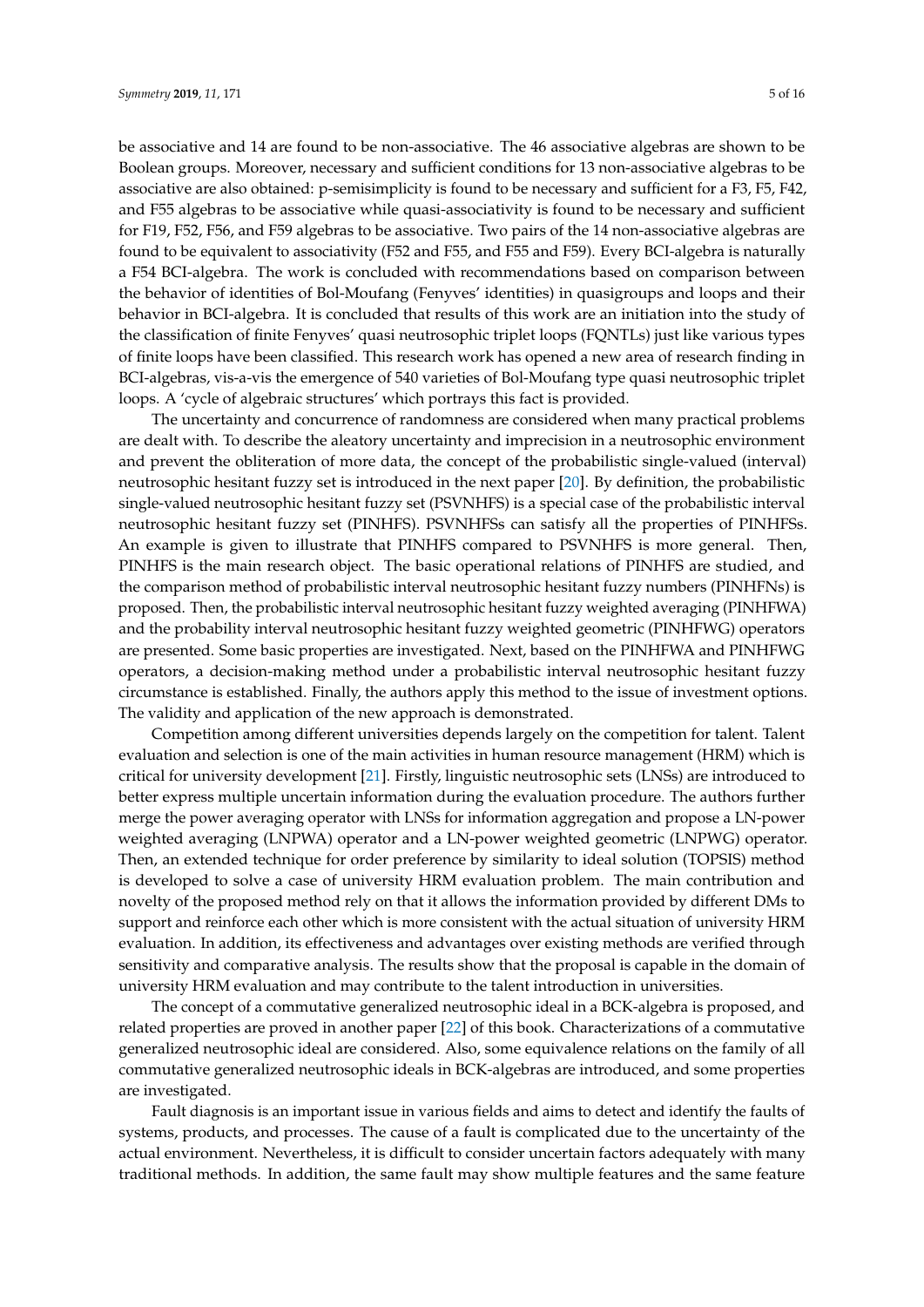be associative and 14 are found to be non-associative. The 46 associative algebras are shown to be Boolean groups. Moreover, necessary and sufficient conditions for 13 non-associative algebras to be associative are also obtained: p-semisimplicity is found to be necessary and sufficient for a F3, F5, F42, and F55 algebras to be associative while quasi-associativity is found to be necessary and sufficient for F19, F52, F56, and F59 algebras to be associative. Two pairs of the 14 non-associative algebras are found to be equivalent to associativity (F52 and F55, and F55 and F59). Every BCI-algebra is naturally a F54 BCI-algebra. The work is concluded with recommendations based on comparison between the behavior of identities of Bol-Moufang (Fenyves' identities) in quasigroups and loops and their behavior in BCI-algebra. It is concluded that results of this work are an initiation into the study of the classification of finite Fenyves' quasi neutrosophic triplet loops (FQNTLs) just like various types of finite loops have been classified. This research work has opened a new area of research finding in BCI-algebras, vis-a-vis the emergence of 540 varieties of Bol-Moufang type quasi neutrosophic triplet loops. A 'cycle of algebraic structures' which portrays this fact is provided.

The uncertainty and concurrence of randomness are considered when many practical problems are dealt with. To describe the aleatory uncertainty and imprecision in a neutrosophic environment and prevent the obliteration of more data, the concept of the probabilistic single-valued (interval) neutrosophic hesitant fuzzy set is introduced in the next paper [20]. By definition, the probabilistic single-valued neutrosophic hesitant fuzzy set (PSVNHFS) is a special case of the probabilistic interval neutrosophic hesitant fuzzy set (PINHFS). PSVNHFSs can satisfy all the properties of PINHFSs. An example is given to illustrate that PINHFS compared to PSVNHFS is more general. Then, PINHFS is the main research object. The basic operational relations of PINHFS are studied, and the comparison method of probabilistic interval neutrosophic hesitant fuzzy numbers (PINHFNs) is proposed. Then, the probabilistic interval neutrosophic hesitant fuzzy weighted averaging (PINHFWA) and the probability interval neutrosophic hesitant fuzzy weighted geometric (PINHFWG) operators are presented. Some basic properties are investigated. Next, based on the PINHFWA and PINHFWG operators, a decision-making method under a probabilistic interval neutrosophic hesitant fuzzy circumstance is established. Finally, the authors apply this method to the issue of investment options. The validity and application of the new approach is demonstrated.

Competition among different universities depends largely on the competition for talent. Talent evaluation and selection is one of the main activities in human resource management (HRM) which is critical for university development [21]. Firstly, linguistic neutrosophic sets (LNSs) are introduced to better express multiple uncertain information during the evaluation procedure. The authors further merge the power averaging operator with LNSs for information aggregation and propose a LN-power weighted averaging (LNPWA) operator and a LN-power weighted geometric (LNPWG) operator. Then, an extended technique for order preference by similarity to ideal solution (TOPSIS) method is developed to solve a case of university HRM evaluation problem. The main contribution and novelty of the proposed method rely on that it allows the information provided by different DMs to support and reinforce each other which is more consistent with the actual situation of university HRM evaluation. In addition, its effectiveness and advantages over existing methods are verified through sensitivity and comparative analysis. The results show that the proposal is capable in the domain of university HRM evaluation and may contribute to the talent introduction in universities.

The concept of a commutative generalized neutrosophic ideal in a BCK-algebra is proposed, and related properties are proved in another paper [22] of this book. Characterizations of a commutative generalized neutrosophic ideal are considered. Also, some equivalence relations on the family of all commutative generalized neutrosophic ideals in BCK-algebras are introduced, and some properties are investigated.

Fault diagnosis is an important issue in various fields and aims to detect and identify the faults of systems, products, and processes. The cause of a fault is complicated due to the uncertainty of the actual environment. Nevertheless, it is difficult to consider uncertain factors adequately with many traditional methods. In addition, the same fault may show multiple features and the same feature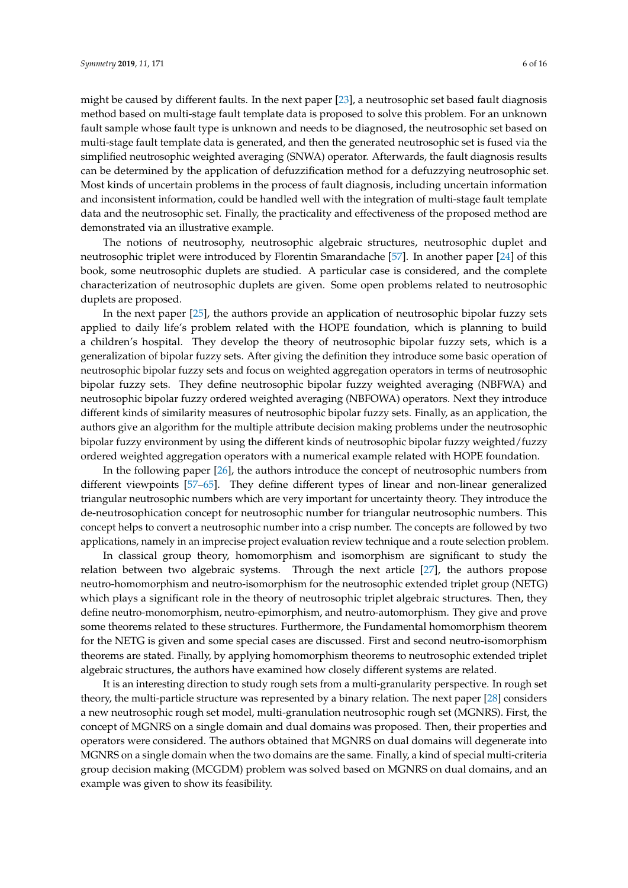might be caused by different faults. In the next paper [23], a neutrosophic set based fault diagnosis method based on multi-stage fault template data is proposed to solve this problem. For an unknown fault sample whose fault type is unknown and needs to be diagnosed, the neutrosophic set based on multi-stage fault template data is generated, and then the generated neutrosophic set is fused via the simplified neutrosophic weighted averaging (SNWA) operator. Afterwards, the fault diagnosis results can be determined by the application of defuzzification method for a defuzzying neutrosophic set. Most kinds of uncertain problems in the process of fault diagnosis, including uncertain information and inconsistent information, could be handled well with the integration of multi-stage fault template data and the neutrosophic set. Finally, the practicality and effectiveness of the proposed method are demonstrated via an illustrative example.

The notions of neutrosophy, neutrosophic algebraic structures, neutrosophic duplet and neutrosophic triplet were introduced by Florentin Smarandache [57]. In another paper [24] of this book, some neutrosophic duplets are studied. A particular case is considered, and the complete characterization of neutrosophic duplets are given. Some open problems related to neutrosophic duplets are proposed.

In the next paper [25], the authors provide an application of neutrosophic bipolar fuzzy sets applied to daily life's problem related with the HOPE foundation, which is planning to build a children's hospital. They develop the theory of neutrosophic bipolar fuzzy sets, which is a generalization of bipolar fuzzy sets. After giving the definition they introduce some basic operation of neutrosophic bipolar fuzzy sets and focus on weighted aggregation operators in terms of neutrosophic bipolar fuzzy sets. They define neutrosophic bipolar fuzzy weighted averaging (NBFWA) and neutrosophic bipolar fuzzy ordered weighted averaging (NBFOWA) operators. Next they introduce different kinds of similarity measures of neutrosophic bipolar fuzzy sets. Finally, as an application, the authors give an algorithm for the multiple attribute decision making problems under the neutrosophic bipolar fuzzy environment by using the different kinds of neutrosophic bipolar fuzzy weighted/fuzzy ordered weighted aggregation operators with a numerical example related with HOPE foundation.

In the following paper [26], the authors introduce the concept of neutrosophic numbers from different viewpoints [57–65]. They define different types of linear and non-linear generalized triangular neutrosophic numbers which are very important for uncertainty theory. They introduce the de-neutrosophication concept for neutrosophic number for triangular neutrosophic numbers. This concept helps to convert a neutrosophic number into a crisp number. The concepts are followed by two applications, namely in an imprecise project evaluation review technique and a route selection problem.

In classical group theory, homomorphism and isomorphism are significant to study the relation between two algebraic systems. Through the next article [27], the authors propose neutro-homomorphism and neutro-isomorphism for the neutrosophic extended triplet group (NETG) which plays a significant role in the theory of neutrosophic triplet algebraic structures. Then, they define neutro-monomorphism, neutro-epimorphism, and neutro-automorphism. They give and prove some theorems related to these structures. Furthermore, the Fundamental homomorphism theorem for the NETG is given and some special cases are discussed. First and second neutro-isomorphism theorems are stated. Finally, by applying homomorphism theorems to neutrosophic extended triplet algebraic structures, the authors have examined how closely different systems are related.

It is an interesting direction to study rough sets from a multi-granularity perspective. In rough set theory, the multi-particle structure was represented by a binary relation. The next paper [28] considers a new neutrosophic rough set model, multi-granulation neutrosophic rough set (MGNRS). First, the concept of MGNRS on a single domain and dual domains was proposed. Then, their properties and operators were considered. The authors obtained that MGNRS on dual domains will degenerate into MGNRS on a single domain when the two domains are the same. Finally, a kind of special multi-criteria group decision making (MCGDM) problem was solved based on MGNRS on dual domains, and an example was given to show its feasibility.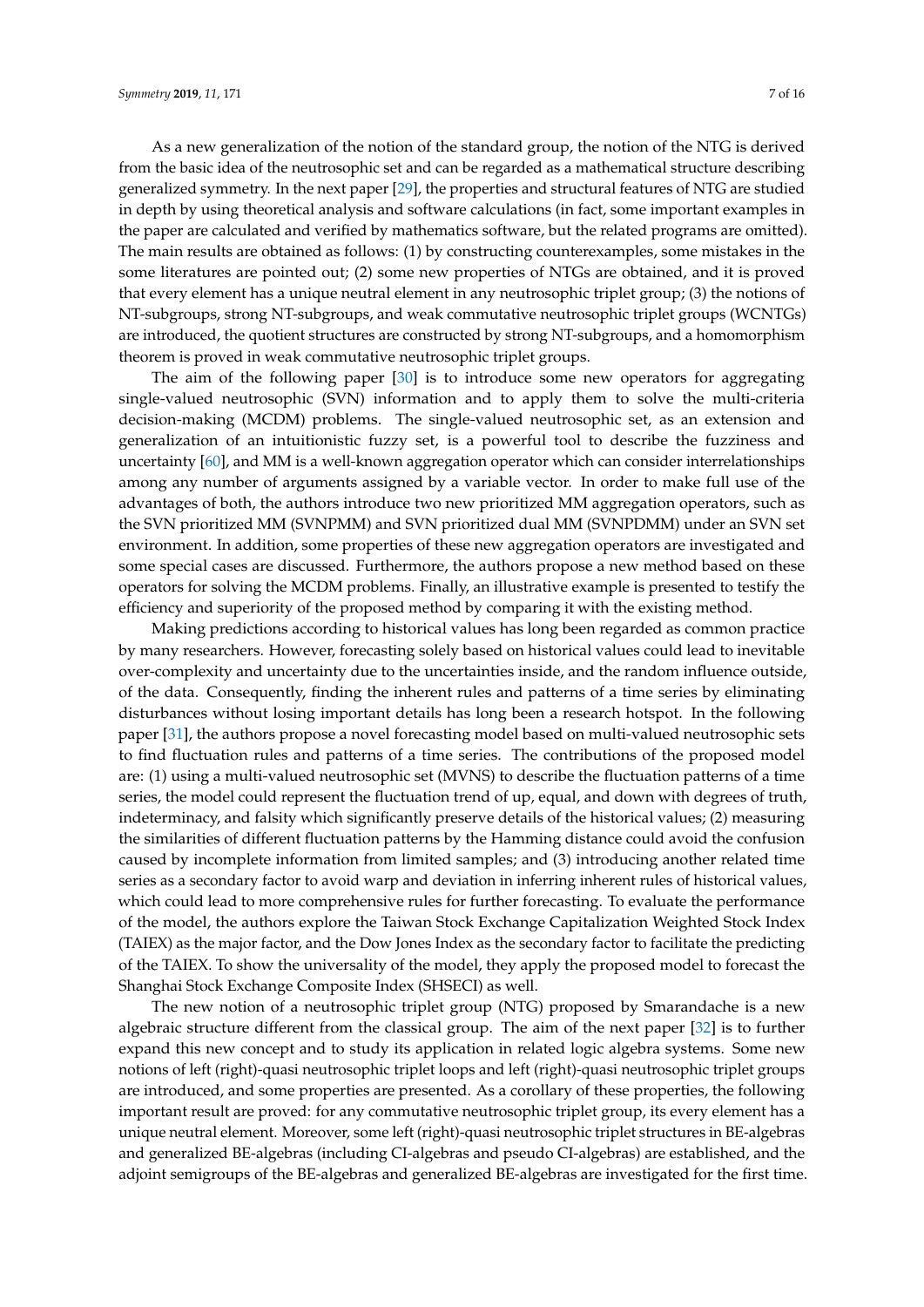As a new generalization of the notion of the standard group, the notion of the NTG is derived from the basic idea of the neutrosophic set and can be regarded as a mathematical structure describing generalized symmetry. In the next paper [29], the properties and structural features of NTG are studied in depth by using theoretical analysis and software calculations (in fact, some important examples in the paper are calculated and verified by mathematics software, but the related programs are omitted). The main results are obtained as follows: (1) by constructing counterexamples, some mistakes in the some literatures are pointed out; (2) some new properties of NTGs are obtained, and it is proved that every element has a unique neutral element in any neutrosophic triplet group; (3) the notions of NT-subgroups, strong NT-subgroups, and weak commutative neutrosophic triplet groups (WCNTGs) are introduced, the quotient structures are constructed by strong NT-subgroups, and a homomorphism theorem is proved in weak commutative neutrosophic triplet groups.

The aim of the following paper [30] is to introduce some new operators for aggregating single-valued neutrosophic (SVN) information and to apply them to solve the multi-criteria decision-making (MCDM) problems. The single-valued neutrosophic set, as an extension and generalization of an intuitionistic fuzzy set, is a powerful tool to describe the fuzziness and uncertainty [60], and MM is a well-known aggregation operator which can consider interrelationships among any number of arguments assigned by a variable vector. In order to make full use of the advantages of both, the authors introduce two new prioritized MM aggregation operators, such as the SVN prioritized MM (SVNPMM) and SVN prioritized dual MM (SVNPDMM) under an SVN set environment. In addition, some properties of these new aggregation operators are investigated and some special cases are discussed. Furthermore, the authors propose a new method based on these operators for solving the MCDM problems. Finally, an illustrative example is presented to testify the efficiency and superiority of the proposed method by comparing it with the existing method.

Making predictions according to historical values has long been regarded as common practice by many researchers. However, forecasting solely based on historical values could lead to inevitable over-complexity and uncertainty due to the uncertainties inside, and the random influence outside, of the data. Consequently, finding the inherent rules and patterns of a time series by eliminating disturbances without losing important details has long been a research hotspot. In the following paper [31], the authors propose a novel forecasting model based on multi-valued neutrosophic sets to find fluctuation rules and patterns of a time series. The contributions of the proposed model are: (1) using a multi-valued neutrosophic set (MVNS) to describe the fluctuation patterns of a time series, the model could represent the fluctuation trend of up, equal, and down with degrees of truth, indeterminacy, and falsity which significantly preserve details of the historical values; (2) measuring the similarities of different fluctuation patterns by the Hamming distance could avoid the confusion caused by incomplete information from limited samples; and (3) introducing another related time series as a secondary factor to avoid warp and deviation in inferring inherent rules of historical values, which could lead to more comprehensive rules for further forecasting. To evaluate the performance of the model, the authors explore the Taiwan Stock Exchange Capitalization Weighted Stock Index (TAIEX) as the major factor, and the Dow Jones Index as the secondary factor to facilitate the predicting of the TAIEX. To show the universality of the model, they apply the proposed model to forecast the Shanghai Stock Exchange Composite Index (SHSECI) as well.

The new notion of a neutrosophic triplet group (NTG) proposed by Smarandache is a new algebraic structure different from the classical group. The aim of the next paper [32] is to further expand this new concept and to study its application in related logic algebra systems. Some new notions of left (right)-quasi neutrosophic triplet loops and left (right)-quasi neutrosophic triplet groups are introduced, and some properties are presented. As a corollary of these properties, the following important result are proved: for any commutative neutrosophic triplet group, its every element has a unique neutral element. Moreover, some left (right)-quasi neutrosophic triplet structures in BE-algebras and generalized BE-algebras (including CI-algebras and pseudo CI-algebras) are established, and the adjoint semigroups of the BE-algebras and generalized BE-algebras are investigated for the first time.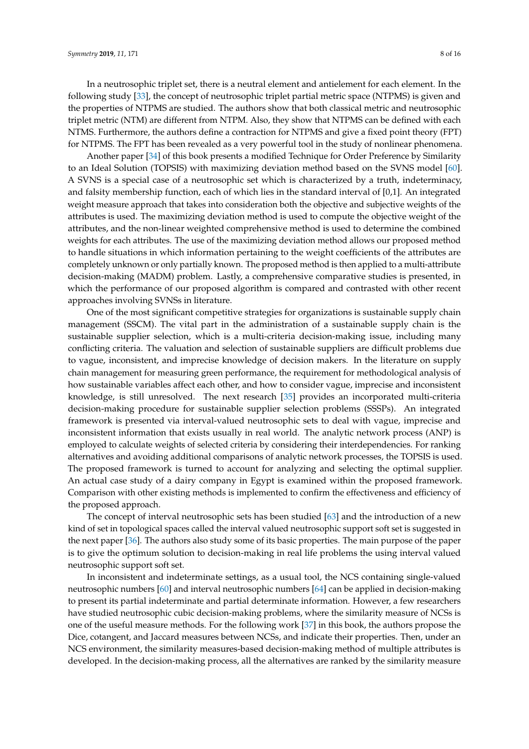In a neutrosophic triplet set, there is a neutral element and antielement for each element. In the following study [33], the concept of neutrosophic triplet partial metric space (NTPMS) is given and the properties of NTPMS are studied. The authors show that both classical metric and neutrosophic triplet metric (NTM) are different from NTPM. Also, they show that NTPMS can be defined with each NTMS. Furthermore, the authors define a contraction for NTPMS and give a fixed point theory (FPT) for NTPMS. The FPT has been revealed as a very powerful tool in the study of nonlinear phenomena.

Another paper [34] of this book presents a modified Technique for Order Preference by Similarity to an Ideal Solution (TOPSIS) with maximizing deviation method based on the SVNS model [60]. A SVNS is a special case of a neutrosophic set which is characterized by a truth, indeterminacy, and falsity membership function, each of which lies in the standard interval of [0,1]. An integrated weight measure approach that takes into consideration both the objective and subjective weights of the attributes is used. The maximizing deviation method is used to compute the objective weight of the attributes, and the non-linear weighted comprehensive method is used to determine the combined weights for each attributes. The use of the maximizing deviation method allows our proposed method to handle situations in which information pertaining to the weight coefficients of the attributes are completely unknown or only partially known. The proposed method is then applied to a multi-attribute decision-making (MADM) problem. Lastly, a comprehensive comparative studies is presented, in which the performance of our proposed algorithm is compared and contrasted with other recent approaches involving SVNSs in literature.

One of the most significant competitive strategies for organizations is sustainable supply chain management (SSCM). The vital part in the administration of a sustainable supply chain is the sustainable supplier selection, which is a multi-criteria decision-making issue, including many conflicting criteria. The valuation and selection of sustainable suppliers are difficult problems due to vague, inconsistent, and imprecise knowledge of decision makers. In the literature on supply chain management for measuring green performance, the requirement for methodological analysis of how sustainable variables affect each other, and how to consider vague, imprecise and inconsistent knowledge, is still unresolved. The next research [35] provides an incorporated multi-criteria decision-making procedure for sustainable supplier selection problems (SSSPs). An integrated framework is presented via interval-valued neutrosophic sets to deal with vague, imprecise and inconsistent information that exists usually in real world. The analytic network process (ANP) is employed to calculate weights of selected criteria by considering their interdependencies. For ranking alternatives and avoiding additional comparisons of analytic network processes, the TOPSIS is used. The proposed framework is turned to account for analyzing and selecting the optimal supplier. An actual case study of a dairy company in Egypt is examined within the proposed framework. Comparison with other existing methods is implemented to confirm the effectiveness and efficiency of the proposed approach.

The concept of interval neutrosophic sets has been studied [63] and the introduction of a new kind of set in topological spaces called the interval valued neutrosophic support soft set is suggested in the next paper [36]. The authors also study some of its basic properties. The main purpose of the paper is to give the optimum solution to decision-making in real life problems the using interval valued neutrosophic support soft set.

In inconsistent and indeterminate settings, as a usual tool, the NCS containing single-valued neutrosophic numbers [60] and interval neutrosophic numbers [64] can be applied in decision-making to present its partial indeterminate and partial determinate information. However, a few researchers have studied neutrosophic cubic decision-making problems, where the similarity measure of NCSs is one of the useful measure methods. For the following work [37] in this book, the authors propose the Dice, cotangent, and Jaccard measures between NCSs, and indicate their properties. Then, under an NCS environment, the similarity measures-based decision-making method of multiple attributes is developed. In the decision-making process, all the alternatives are ranked by the similarity measure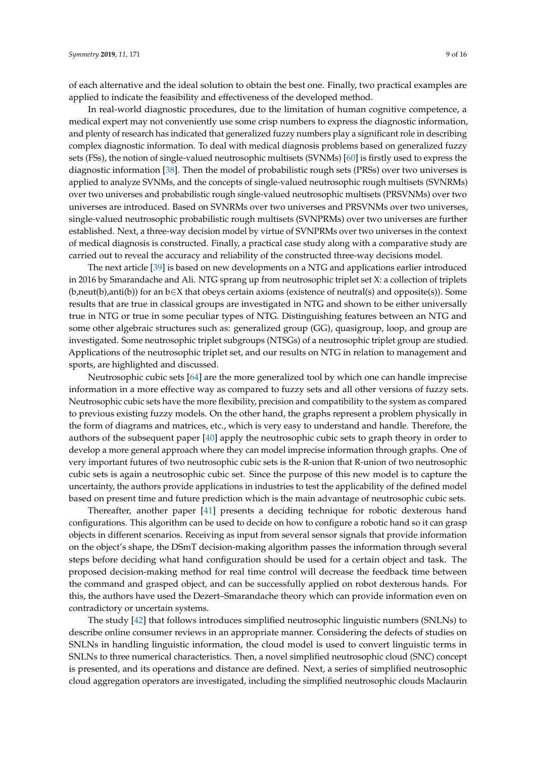of each alternative and the ideal solution to obtain the best one. Finally, two practical examples are applied to indicate the feasibility and effectiveness of the developed method.

In real-world diagnostic procedures, due to the limitation of human cognitive competence, a medical expert may not conveniently use some crisp numbers to express the diagnostic information, and plenty of research has indicated that generalized fuzzy numbers play a significant role in describing complex diagnostic information. To deal with medical diagnosis problems based on generalized fuzzy sets (FSs), the notion of single-valued neutrosophic multisets (SVNMs) [60] is firstly used to express the diagnostic information [38]. Then the model of probabilistic rough sets (PRSs) over two universes is applied to analyze SVNMs, and the concepts of single-valued neutrosophic rough multisets (SVNRMs) over two universes and probabilistic rough single-valued neutrosophic multisets (PRSVNMs) over two universes are introduced. Based on SVNRMs over two universes and PRSVNMs over two universes, single-valued neutrosophic probabilistic rough multisets (SVNPRMs) over two universes are further established. Next, a three-way decision model by virtue of SVNPRMs over two universes in the context of medical diagnosis is constructed. Finally, a practical case study along with a comparative study are carried out to reveal the accuracy and reliability of the constructed three-way decisions model.

The next article [39] is based on new developments on a NTG and applications earlier introduced in 2016 by Smarandache and Ali. NTG sprang up from neutrosophic triplet set X: a collection of triplets (b,neut(b),anti(b)) for an b∈X that obeys certain axioms (existence of neutral(s) and opposite(s)). Some results that are true in classical groups are investigated in NTG and shown to be either universally true in NTG or true in some peculiar types of NTG. Distinguishing features between an NTG and some other algebraic structures such as: generalized group (GG), quasigroup, loop, and group are investigated. Some neutrosophic triplet subgroups (NTSGs) of a neutrosophic triplet group are studied. Applications of the neutrosophic triplet set, and our results on NTG in relation to management and sports, are highlighted and discussed.

Neutrosophic cubic sets [64] are the more generalized tool by which one can handle imprecise information in a more effective way as compared to fuzzy sets and all other versions of fuzzy sets. Neutrosophic cubic sets have the more flexibility, precision and compatibility to the system as compared to previous existing fuzzy models. On the other hand, the graphs represent a problem physically in the form of diagrams and matrices, etc., which is very easy to understand and handle. Therefore, the authors of the subsequent paper [40] apply the neutrosophic cubic sets to graph theory in order to develop a more general approach where they can model imprecise information through graphs. One of very important futures of two neutrosophic cubic sets is the R-union that R-union of two neutrosophic cubic sets is again a neutrosophic cubic set. Since the purpose of this new model is to capture the uncertainty, the authors provide applications in industries to test the applicability of the defined model based on present time and future prediction which is the main advantage of neutrosophic cubic sets.

Thereafter, another paper [41] presents a deciding technique for robotic dexterous hand configurations. This algorithm can be used to decide on how to configure a robotic hand so it can grasp objects in different scenarios. Receiving as input from several sensor signals that provide information on the object's shape, the DSmT decision-making algorithm passes the information through several steps before deciding what hand configuration should be used for a certain object and task. The proposed decision-making method for real time control will decrease the feedback time between the command and grasped object, and can be successfully applied on robot dexterous hands. For this, the authors have used the Dezert–Smarandache theory which can provide information even on contradictory or uncertain systems.

The study [42] that follows introduces simplified neutrosophic linguistic numbers (SNLNs) to describe online consumer reviews in an appropriate manner. Considering the defects of studies on SNLNs in handling linguistic information, the cloud model is used to convert linguistic terms in SNLNs to three numerical characteristics. Then, a novel simplified neutrosophic cloud (SNC) concept is presented, and its operations and distance are defined. Next, a series of simplified neutrosophic cloud aggregation operators are investigated, including the simplified neutrosophic clouds Maclaurin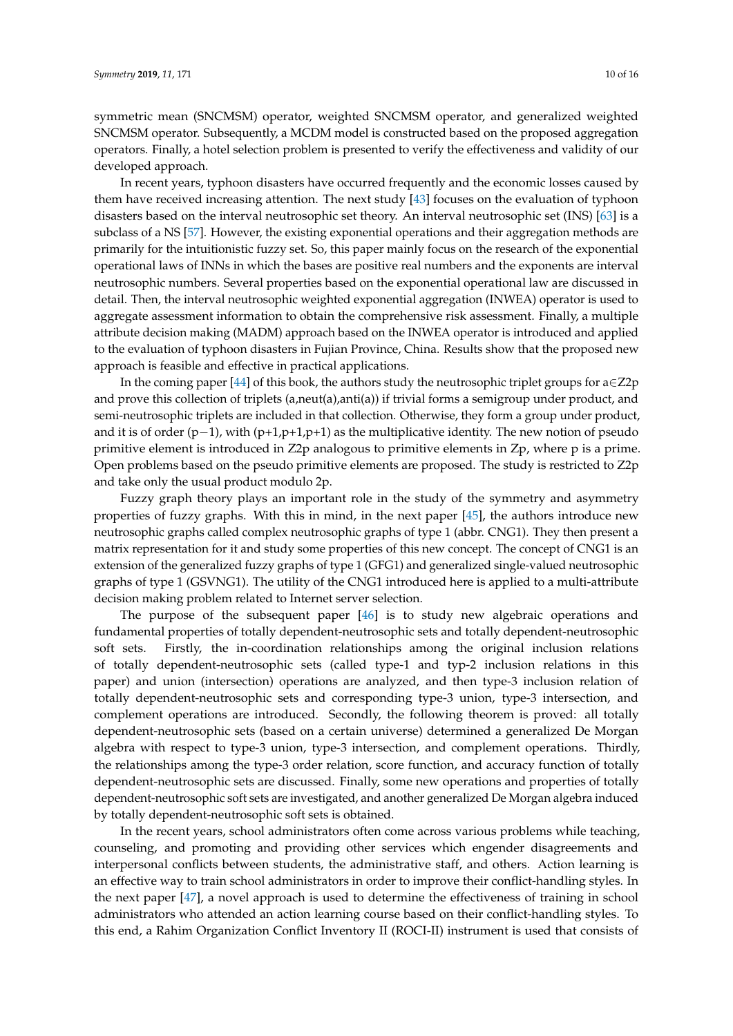symmetric mean (SNCMSM) operator, weighted SNCMSM operator, and generalized weighted SNCMSM operator. Subsequently, a MCDM model is constructed based on the proposed aggregation operators. Finally, a hotel selection problem is presented to verify the effectiveness and validity of our developed approach.

In recent years, typhoon disasters have occurred frequently and the economic losses caused by them have received increasing attention. The next study [43] focuses on the evaluation of typhoon disasters based on the interval neutrosophic set theory. An interval neutrosophic set (INS) [63] is a subclass of a NS [57]. However, the existing exponential operations and their aggregation methods are primarily for the intuitionistic fuzzy set. So, this paper mainly focus on the research of the exponential operational laws of INNs in which the bases are positive real numbers and the exponents are interval neutrosophic numbers. Several properties based on the exponential operational law are discussed in detail. Then, the interval neutrosophic weighted exponential aggregation (INWEA) operator is used to aggregate assessment information to obtain the comprehensive risk assessment. Finally, a multiple attribute decision making (MADM) approach based on the INWEA operator is introduced and applied to the evaluation of typhoon disasters in Fujian Province, China. Results show that the proposed new approach is feasible and effective in practical applications.

In the coming paper [44] of this book, the authors study the neutrosophic triplet groups for $a \in Z_{2p}$ and prove this collection of triplets (a,neut(a),anti(a)) if trivial forms a semigroup under product, and semi-neutrosophic triplets are included in that collection. Otherwise, they form a group under product, and it is of order $(p-1)$, with $(p+1,p+1,p+1)$ as the multiplicative identity. The new notion of pseudo primitive element is introduced in $Z_{2p}$ analogous to primitive elements in $Z_p$, where p is a prime. Open problems based on the pseudo primitive elements are proposed. The study is restricted to $Z_{2p}$ and take only the usual product modulo 2p.

Fuzzy graph theory plays an important role in the study of the symmetry and asymmetry properties of fuzzy graphs. With this in mind, in the next paper [45], the authors introduce new neutrosophic graphs called complex neutrosophic graphs of type 1 (abbr. CNG1). They then present a matrix representation for it and study some properties of this new concept. The concept of CNG1 is an extension of the generalized fuzzy graphs of type 1 (GFG1) and generalized single-valued neutrosophic graphs of type 1 (GSVNG1). The utility of the CNG1 introduced here is applied to a multi-attribute decision making problem related to Internet server selection.

The purpose of the subsequent paper [46] is to study new algebraic operations and fundamental properties of totally dependent-neutrosophic sets and totally dependent-neutrosophic soft sets. Firstly, the in-coordination relationships among the original inclusion relations of totally dependent-neutrosophic sets (called type-1 and typ-2 inclusion relations in this paper) and union (intersection) operations are analyzed, and then type-3 inclusion relation of totally dependent-neutrosophic sets and corresponding type-3 union, type-3 intersection, and complement operations are introduced. Secondly, the following theorem is proved: all totally dependent-neutrosophic sets (based on a certain universe) determined a generalized De Morgan algebra with respect to type-3 union, type-3 intersection, and complement operations. Thirdly, the relationships among the type-3 order relation, score function, and accuracy function of totally dependent-neutrosophic sets are discussed. Finally, some new operations and properties of totally dependent-neutrosophic soft sets are investigated, and another generalized De Morgan algebra induced by totally dependent-neutrosophic soft sets is obtained.

In the recent years, school administrators often come across various problems while teaching, counseling, and promoting and providing other services which engender disagreements and interpersonal conflicts between students, the administrative staff, and others. Action learning is an effective way to train school administrators in order to improve their conflict-handling styles. In the next paper [47], a novel approach is used to determine the effectiveness of training in school administrators who attended an action learning course based on their conflict-handling styles. To this end, a Rahim Organization Conflict Inventory II (ROCI-II) instrument is used that consists of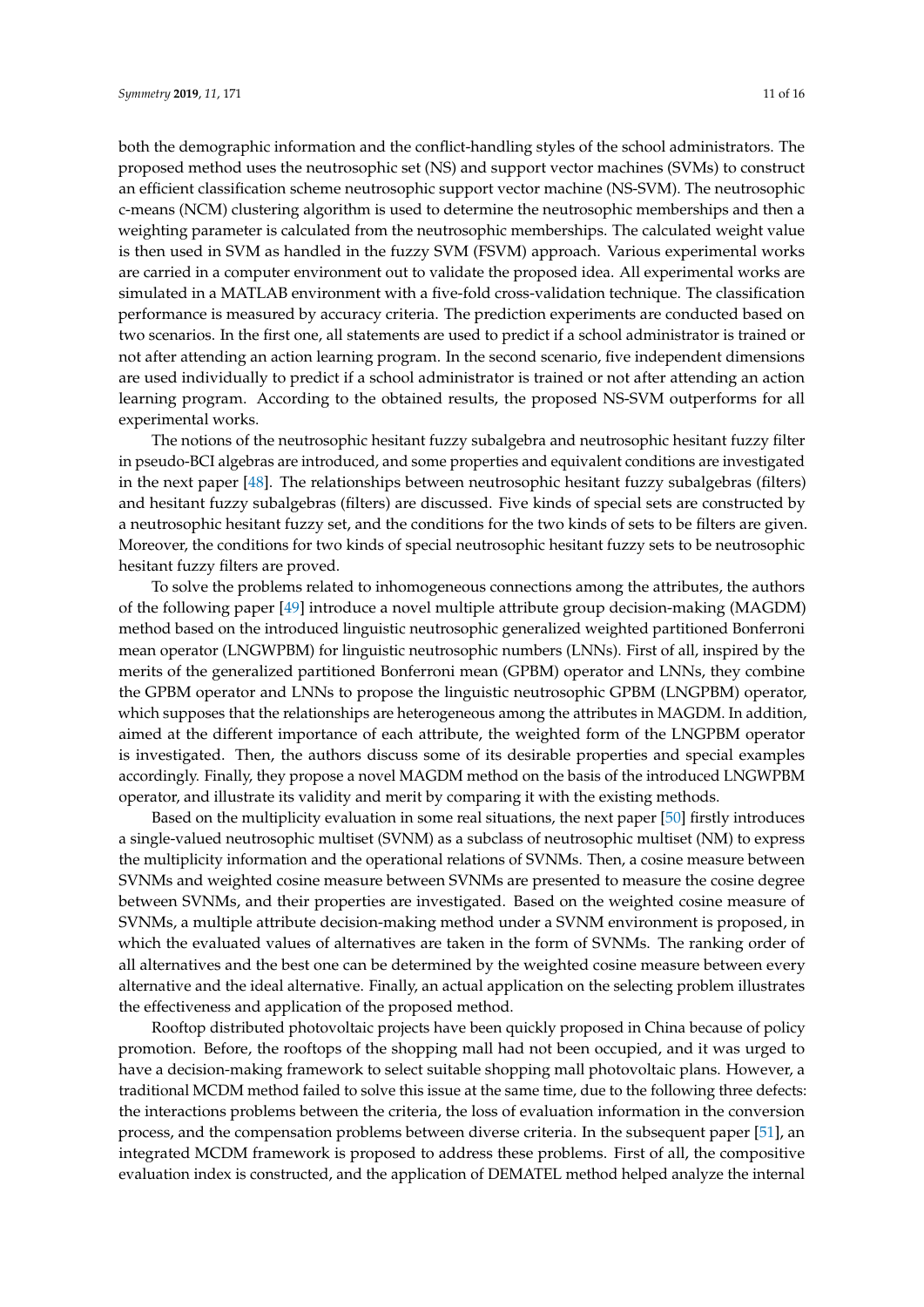both the demographic information and the conflict-handling styles of the school administrators. The proposed method uses the neutrosophic set (NS) and support vector machines (SVMs) to construct an efficient classification scheme neutrosophic support vector machine (NS-SVM). The neutrosophic c-means (NCM) clustering algorithm is used to determine the neutrosophic memberships and then a weighting parameter is calculated from the neutrosophic memberships. The calculated weight value is then used in SVM as handled in the fuzzy SVM (FSVM) approach. Various experimental works are carried in a computer environment out to validate the proposed idea. All experimental works are simulated in a MATLAB environment with a five-fold cross-validation technique. The classification performance is measured by accuracy criteria. The prediction experiments are conducted based on two scenarios. In the first one, all statements are used to predict if a school administrator is trained or not after attending an action learning program. In the second scenario, five independent dimensions are used individually to predict if a school administrator is trained or not after attending an action learning program. According to the obtained results, the proposed NS-SVM outperforms for all experimental works.

The notions of the neutrosophic hesitant fuzzy subalgebra and neutrosophic hesitant fuzzy filter in pseudo-BCI algebras are introduced, and some properties and equivalent conditions are investigated in the next paper [48]. The relationships between neutrosophic hesitant fuzzy subalgebras (filters) and hesitant fuzzy subalgebras (filters) are discussed. Five kinds of special sets are constructed by a neutrosophic hesitant fuzzy set, and the conditions for the two kinds of sets to be filters are given. Moreover, the conditions for two kinds of special neutrosophic hesitant fuzzy sets to be neutrosophic hesitant fuzzy filters are proved.

To solve the problems related to inhomogeneous connections among the attributes, the authors of the following paper [49] introduce a novel multiple attribute group decision-making (MAGDM) method based on the introduced linguistic neutrosophic generalized weighted partitioned Bonferroni mean operator (LNGWPBM) for linguistic neutrosophic numbers (LNNs). First of all, inspired by the merits of the generalized partitioned Bonferroni mean (GPBM) operator and LNNs, they combine the GPBM operator and LNNs to propose the linguistic neutrosophic GPBM (LNGPBM) operator, which supposes that the relationships are heterogeneous among the attributes in MAGDM. In addition, aimed at the different importance of each attribute, the weighted form of the LNGPBM operator is investigated. Then, the authors discuss some of its desirable properties and special examples accordingly. Finally, they propose a novel MAGDM method on the basis of the introduced LNGWPBM operator, and illustrate its validity and merit by comparing it with the existing methods.

Based on the multiplicity evaluation in some real situations, the next paper [50] firstly introduces a single-valued neutrosophic multiset (SVNM) as a subclass of neutrosophic multiset (NM) to express the multiplicity information and the operational relations of SVNMs. Then, a cosine measure between SVNMs and weighted cosine measure between SVNMs are presented to measure the cosine degree between SVNMs, and their properties are investigated. Based on the weighted cosine measure of SVNMs, a multiple attribute decision-making method under a SVNM environment is proposed, in which the evaluated values of alternatives are taken in the form of SVNMs. The ranking order of all alternatives and the best one can be determined by the weighted cosine measure between every alternative and the ideal alternative. Finally, an actual application on the selecting problem illustrates the effectiveness and application of the proposed method.

Rooftop distributed photovoltaic projects have been quickly proposed in China because of policy promotion. Before, the rooftops of the shopping mall had not been occupied, and it was urged to have a decision-making framework to select suitable shopping mall photovoltaic plans. However, a traditional MCDM method failed to solve this issue at the same time, due to the following three defects: the interactions problems between the criteria, the loss of evaluation information in the conversion process, and the compensation problems between diverse criteria. In the subsequent paper [51], an integrated MCDM framework is proposed to address these problems. First of all, the compositive evaluation index is constructed, and the application of DEMATEL method helped analyze the internal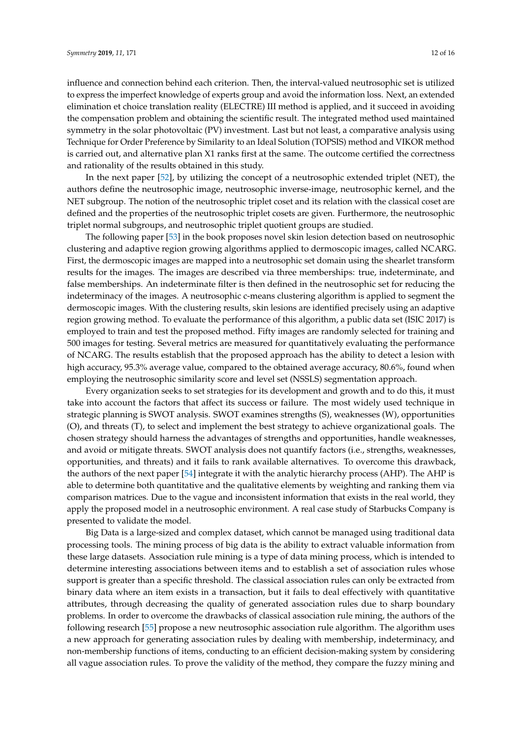influence and connection behind each criterion. Then, the interval-valued neutrosophic set is utilized to express the imperfect knowledge of experts group and avoid the information loss. Next, an extended elimination et choice translation reality (ELECTRE) III method is applied, and it succeed in avoiding the compensation problem and obtaining the scientific result. The integrated method used maintained symmetry in the solar photovoltaic (PV) investment. Last but not least, a comparative analysis using Technique for Order Preference by Similarity to an Ideal Solution (TOPSIS) method and VIKOR method is carried out, and alternative plan X1 ranks first at the same. The outcome certified the correctness and rationality of the results obtained in this study.

In the next paper [52], by utilizing the concept of a neutrosophic extended triplet (NET), the authors define the neutrosophic image, neutrosophic inverse-image, neutrosophic kernel, and the NET subgroup. The notion of the neutrosophic triplet coset and its relation with the classical coset are defined and the properties of the neutrosophic triplet cosets are given. Furthermore, the neutrosophic triplet normal subgroups, and neutrosophic triplet quotient groups are studied.

The following paper [53] in the book proposes novel skin lesion detection based on neutrosophic clustering and adaptive region growing algorithms applied to dermoscopic images, called NCARG. First, the dermoscopic images are mapped into a neutrosophic set domain using the shearlet transform results for the images. The images are described via three memberships: true, indeterminate, and false memberships. An indeterminate filter is then defined in the neutrosophic set for reducing the indeterminacy of the images. A neutrosophic c-means clustering algorithm is applied to segment the dermoscopic images. With the clustering results, skin lesions are identified precisely using an adaptive region growing method. To evaluate the performance of this algorithm, a public data set (ISIC 2017) is employed to train and test the proposed method. Fifty images are randomly selected for training and 500 images for testing. Several metrics are measured for quantitatively evaluating the performance of NCARG. The results establish that the proposed approach has the ability to detect a lesion with high accuracy, 95.3% average value, compared to the obtained average accuracy, 80.6%, found when employing the neutrosophic similarity score and level set (NSSLS) segmentation approach.

Every organization seeks to set strategies for its development and growth and to do this, it must take into account the factors that affect its success or failure. The most widely used technique in strategic planning is SWOT analysis. SWOT examines strengths (S), weaknesses (W), opportunities (O), and threats (T), to select and implement the best strategy to achieve organizational goals. The chosen strategy should harness the advantages of strengths and opportunities, handle weaknesses, and avoid or mitigate threats. SWOT analysis does not quantify factors (i.e., strengths, weaknesses, opportunities, and threats) and it fails to rank available alternatives. To overcome this drawback, the authors of the next paper [54] integrate it with the analytic hierarchy process (AHP). The AHP is able to determine both quantitative and the qualitative elements by weighting and ranking them via comparison matrices. Due to the vague and inconsistent information that exists in the real world, they apply the proposed model in a neutrosophic environment. A real case study of Starbucks Company is presented to validate the model.

Big Data is a large-sized and complex dataset, which cannot be managed using traditional data processing tools. The mining process of big data is the ability to extract valuable information from these large datasets. Association rule mining is a type of data mining process, which is intended to determine interesting associations between items and to establish a set of association rules whose support is greater than a specific threshold. The classical association rules can only be extracted from binary data where an item exists in a transaction, but it fails to deal effectively with quantitative attributes, through decreasing the quality of generated association rules due to sharp boundary problems. In order to overcome the drawbacks of classical association rule mining, the authors of the following research [55] propose a new neutrosophic association rule algorithm. The algorithm uses a new approach for generating association rules by dealing with membership, indeterminacy, and non-membership functions of items, conducting to an efficient decision-making system by considering all vague association rules. To prove the validity of the method, they compare the fuzzy mining and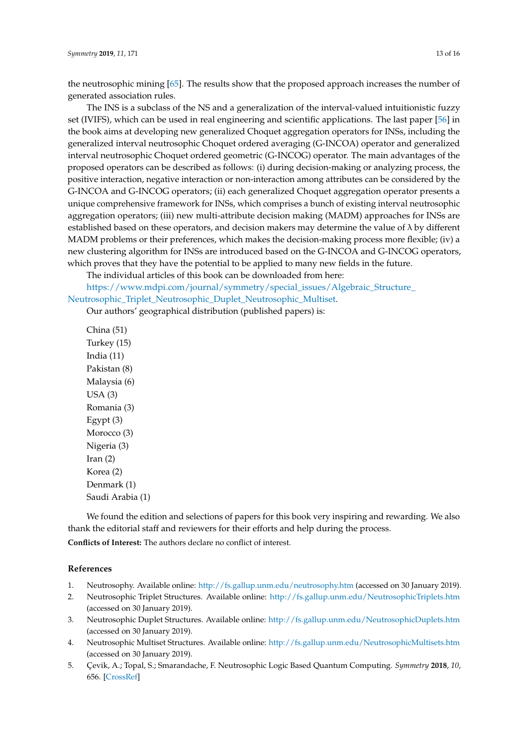the neutrosophic mining [65]. The results show that the proposed approach increases the number of generated association rules.

The INS is a subclass of the NS and a generalization of the interval-valued intuitionistic fuzzy set (IVIFS), which can be used in real engineering and scientific applications. The last paper [56] in the book aims at developing new generalized Choquet aggregation operators for INSs, including the generalized interval neutrosophic Choquet ordered averaging (G-INCOA) operator and generalized interval neutrosophic Choquet ordered geometric (G-INCOG) operator. The main advantages of the proposed operators can be described as follows: (i) during decision-making or analyzing process, the positive interaction, negative interaction or non-interaction among attributes can be considered by the G-INCOA and G-INCOG operators; (ii) each generalized Choquet aggregation operator presents a unique comprehensive framework for INSs, which comprises a bunch of existing interval neutrosophic aggregation operators; (iii) new multi-attribute decision making (MADM) approaches for INSs are established based on these operators, and decision makers may determine the value of $\lambda$ by different MADM problems or their preferences, which makes the decision-making process more flexible; (iv) a new clustering algorithm for INSs are introduced based on the G-INCOA and G-INCOG operators, which proves that they have the potential to be applied to many new fields in the future.

The individual articles of this book can be downloaded from here:

https://www.mdpi.com/journal/symmetry/special_issues/Algebraic_Structure_Neutrosophic_Triplet_Neutrosophic_Duplet_Neutrosophic_Multiset.

Our authors' geographical distribution (published papers) is:

China (51)
Turkey (15)
India (11)
Pakistan (8)
Malaysia (6)
USA (3)
Romania (3)
Egypt (3)
Morocco (3)
Nigeria (3)
Iran (2)
Korea (2)
Denmark (1)
Saudi Arabia (1)

We found the edition and selections of papers for this book very inspiring and rewarding. We also thank the editorial staff and reviewers for their efforts and help during the process.

**Conflicts of Interest:** The authors declare no conflict of interest.

## References

1. Neutrosophy. Available online: http://fs.gallup.unm.edu/neutrosophy.htm (accessed on 30 January 2019).
2. Neutrosophic Triplet Structures. Available online: http://fs.gallup.unm.edu/NeutrosophicTriplets.htm (accessed on 30 January 2019).
3. Neutrosophic Duplet Structures. Available online: http://fs.gallup.unm.edu/NeutrosophicDuplets.htm (accessed on 30 January 2019).
4. Neutrosophic Multiset Structures. Available online: http://fs.gallup.unm.edu/NeutrosophicMultisets.htm (accessed on 30 January 2019).
5. Çevik, A.; Topal, S.; Smarandache, F. Neutrosophic Logic Based Quantum Computing. *Symmetry* **2018**, *10*, 656. [CrossRef]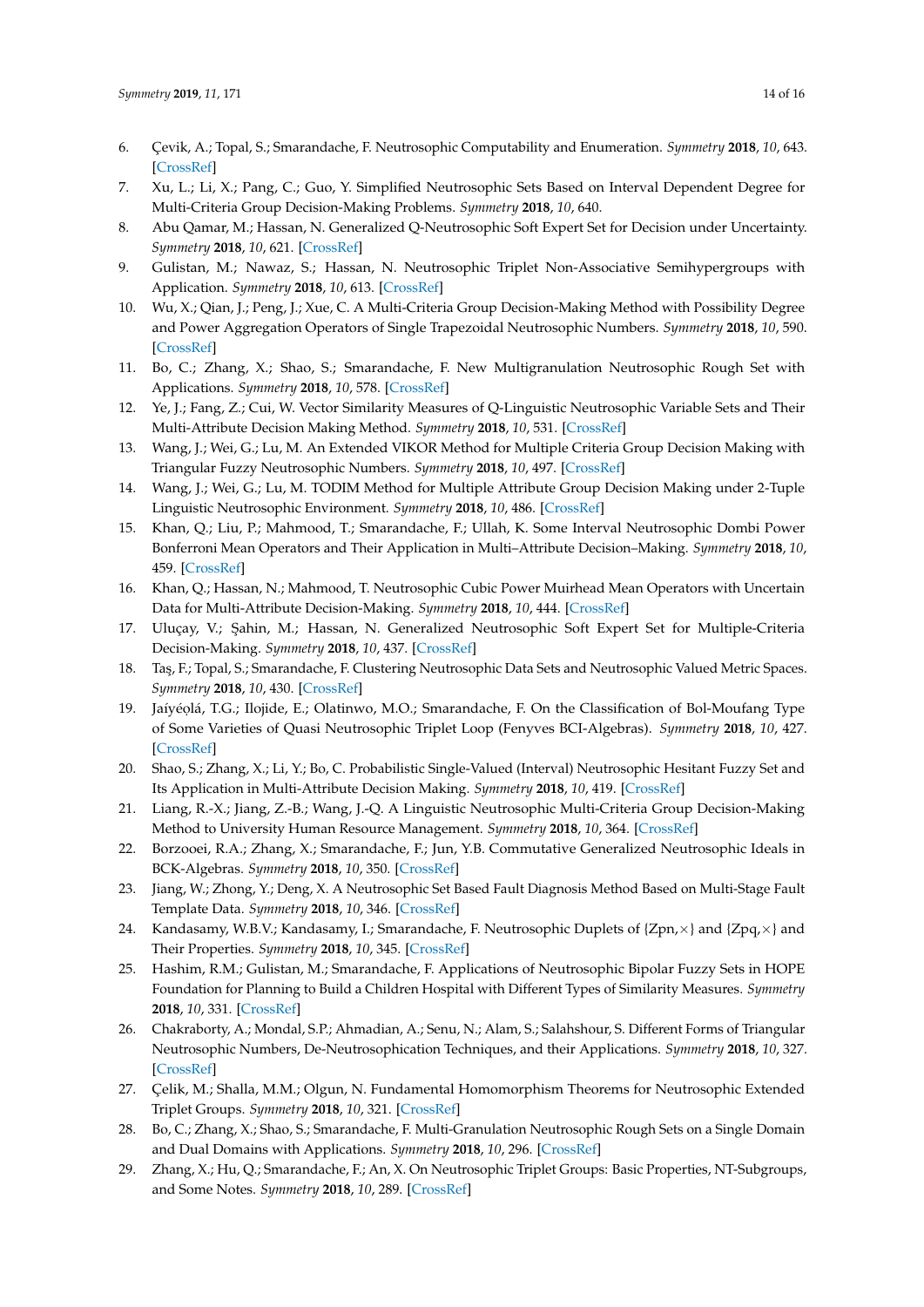6. Çevik, A.; Topal, S.; Smarandache, F. Neutrosophic Computability and Enumeration. *Symmetry* **2018**, *10*, 643. [CrossRef]
7. Xu, L.; Li, X.; Pang, C.; Guo, Y. Simplified Neutrosophic Sets Based on Interval Dependent Degree for Multi-Criteria Group Decision-Making Problems. *Symmetry* **2018**, *10*, 640.
8. Abu Qamar, M.; Hassan, N. Generalized Q-Neutrosophic Soft Expert Set for Decision under Uncertainty. *Symmetry* **2018**, *10*, 621. [CrossRef]
9. Gulistan, M.; Nawaz, S.; Hassan, N. Neutrosophic Triplet Non-Associative Semihypergroups with Application. *Symmetry* **2018**, *10*, 613. [CrossRef]
10. Wu, X.; Qian, J.; Peng, J.; Xue, C. A Multi-Criteria Group Decision-Making Method with Possibility Degree and Power Aggregation Operators of Single Trapezoidal Neutrosophic Numbers. *Symmetry* **2018**, *10*, 590. [CrossRef]
11. Bo, C.; Zhang, X.; Shao, S.; Smarandache, F. New Multigranulation Neutrosophic Rough Set with Applications. *Symmetry* **2018**, *10*, 578. [CrossRef]
12. Ye, J.; Fang, Z.; Cui, W. Vector Similarity Measures of Q-Linguistic Neutrosophic Variable Sets and Their Multi-Attribute Decision Making Method. *Symmetry* **2018**, *10*, 531. [CrossRef]
13. Wang, J.; Wei, G.; Lu, M. An Extended VIKOR Method for Multiple Criteria Group Decision Making with Triangular Fuzzy Neutrosophic Numbers. *Symmetry* **2018**, *10*, 497. [CrossRef]
14. Wang, J.; Wei, G.; Lu, M. TODIM Method for Multiple Attribute Group Decision Making under 2-Tuple Linguistic Neutrosophic Environment. *Symmetry* **2018**, *10*, 486. [CrossRef]
15. Khan, Q.; Liu, P.; Mahmood, T.; Smarandache, F.; Ullah, K. Some Interval Neutrosophic Dombi Power Bonferroni Mean Operators and Their Application in Multi–Attribute Decision–Making. *Symmetry* **2018**, *10*, 459. [CrossRef]
16. Khan, Q.; Hassan, N.; Mahmood, T. Neutrosophic Cubic Power Muirhead Mean Operators with Uncertain Data for Multi-Attribute Decision-Making. *Symmetry* **2018**, *10*, 444. [CrossRef]
17. Uluçay, V.; Şahin, M.; Hassan, N. Generalized Neutrosophic Soft Expert Set for Multiple-Criteria Decision-Making. *Symmetry* **2018**, *10*, 437. [CrossRef]
18. Taş, F.; Topal, S.; Smarandache, F. Clustering Neutrosophic Data Sets and Neutrosophic Valued Metric Spaces. *Symmetry* **2018**, *10*, 430. [CrossRef]
19. Jaíyéọlá, T.G.; Ilojide, E.; Olatinwo, M.O.; Smarandache, F. On the Classification of Bol-Moufang Type of Some Varieties of Quasi Neutrosophic Triplet Loop (Fenyves BCI-Algebras). *Symmetry* **2018**, *10*, 427. [CrossRef]
20. Shao, S.; Zhang, X.; Li, Y.; Bo, C. Probabilistic Single-Valued (Interval) Neutrosophic Hesitant Fuzzy Set and Its Application in Multi-Attribute Decision Making. *Symmetry* **2018**, *10*, 419. [CrossRef]
21. Liang, R.-X.; Jiang, Z.-B.; Wang, J.-Q. A Linguistic Neutrosophic Multi-Criteria Group Decision-Making Method to University Human Resource Management. *Symmetry* **2018**, *10*, 364. [CrossRef]
22. Borzooei, R.A.; Zhang, X.; Smarandache, F.; Jun, Y.B. Commutative Generalized Neutrosophic Ideals in BCK-Algebras. *Symmetry* **2018**, *10*, 350. [CrossRef]
23. Jiang, W.; Zhong, Y.; Deng, X. A Neutrosophic Set Based Fault Diagnosis Method Based on Multi-Stage Fault Template Data. *Symmetry* **2018**, *10*, 346. [CrossRef]
24. Kandasamy, W.B.V.; Kandasamy, I.; Smarandache, F. Neutrosophic Duplets of {Zpn,×} and {Zpq,×} and Their Properties. *Symmetry* **2018**, *10*, 345. [CrossRef]
25. Hashim, R.M.; Gulistan, M.; Smarandache, F. Applications of Neutrosophic Bipolar Fuzzy Sets in HOPE Foundation for Planning to Build a Children Hospital with Different Types of Similarity Measures. *Symmetry* **2018**, *10*, 331. [CrossRef]
26. Chakraborty, A.; Mondal, S.P.; Ahmadian, A.; Senu, N.; Alam, S.; Salahshour, S. Different Forms of Triangular Neutrosophic Numbers, De-Neutrosophication Techniques, and their Applications. *Symmetry* **2018**, *10*, 327. [CrossRef]
27. Çelik, M.; Shalla, M.M.; Olgun, N. Fundamental Homomorphism Theorems for Neutrosophic Extended Triplet Groups. *Symmetry* **2018**, *10*, 321. [CrossRef]
28. Bo, C.; Zhang, X.; Shao, S.; Smarandache, F. Multi-Granulation Neutrosophic Rough Sets on a Single Domain and Dual Domains with Applications. *Symmetry* **2018**, *10*, 296. [CrossRef]
29. Zhang, X.; Hu, Q.; Smarandache, F.; An, X. On Neutrosophic Triplet Groups: Basic Properties, NT-Subgroups, and Some Notes. *Symmetry* **2018**, *10*, 289. [CrossRef]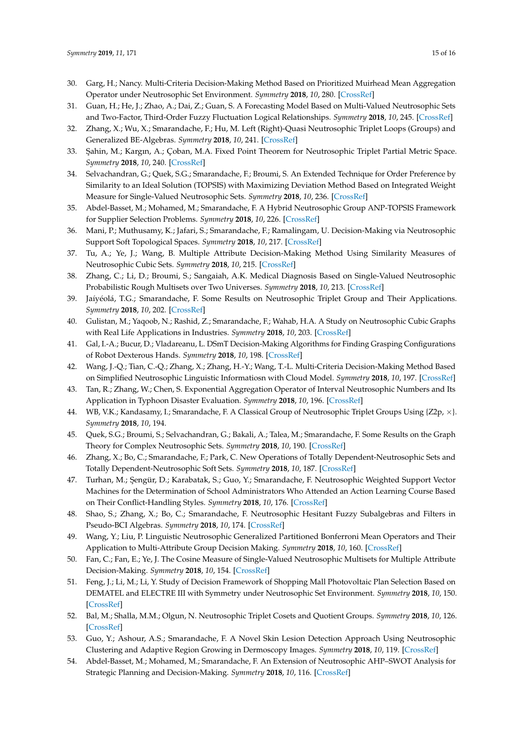30. Garg, H.; Nancy. Multi-Criteria Decision-Making Method Based on Prioritized Muirhead Mean Aggregation Operator under Neutrosophic Set Environment. *Symmetry* **2018**, *10*, 280. [CrossRef]
31. Guan, H.; He, J.; Zhao, A.; Dai, Z.; Guan, S. A Forecasting Model Based on Multi-Valued Neutrosophic Sets and Two-Factor, Third-Order Fuzzy Fluctuation Logical Relationships. *Symmetry* **2018**, *10*, 245. [CrossRef]
32. Zhang, X.; Wu, X.; Smarandache, F.; Hu, M. Left (Right)-Quasi Neutrosophic Triplet Loops (Groups) and Generalized BE-Algebras. *Symmetry* **2018**, *10*, 241. [CrossRef]
33. Şahin, M.; Kargın, A.; Çoban, M.A. Fixed Point Theorem for Neutrosophic Triplet Partial Metric Space. *Symmetry* **2018**, *10*, 240. [CrossRef]
34. Selvachandran, G.; Quek, S.G.; Smarandache, F.; Broumi, S. An Extended Technique for Order Preference by Similarity to an Ideal Solution (TOPSIS) with Maximizing Deviation Method Based on Integrated Weight Measure for Single-Valued Neutrosophic Sets. *Symmetry* **2018**, *10*, 236. [CrossRef]
35. Abdel-Basset, M.; Mohamed, M.; Smarandache, F. A Hybrid Neutrosophic Group ANP-TOPSIS Framework for Supplier Selection Problems. *Symmetry* **2018**, *10*, 226. [CrossRef]
36. Mani, P.; Muthusamy, K.; Jafari, S.; Smarandache, F.; Ramalingam, U. Decision-Making via Neutrosophic Support Soft Topological Spaces. *Symmetry* **2018**, *10*, 217. [CrossRef]
37. Tu, A.; Ye, J.; Wang, B. Multiple Attribute Decision-Making Method Using Similarity Measures of Neutrosophic Cubic Sets. *Symmetry* **2018**, *10*, 215. [CrossRef]
38. Zhang, C.; Li, D.; Broumi, S.; Sangaiah, A.K. Medical Diagnosis Based on Single-Valued Neutrosophic Probabilistic Rough Multisets over Two Universes. *Symmetry* **2018**, *10*, 213. [CrossRef]
39. Jaíyéolá, T.G.; Smarandache, F. Some Results on Neutrosophic Triplet Group and Their Applications. *Symmetry* **2018**, *10*, 202. [CrossRef]
40. Gulistan, M.; Yaqoob, N.; Rashid, Z.; Smarandache, F.; Wahab, H.A. A Study on Neutrosophic Cubic Graphs with Real Life Applications in Industries. *Symmetry* **2018**, *10*, 203. [CrossRef]
41. Gal, I.-A.; Bucur, D.; Vladareanu, L. DSmT Decision-Making Algorithms for Finding Grasping Configurations of Robot Dexterous Hands. *Symmetry* **2018**, *10*, 198. [CrossRef]
42. Wang, J.-Q.; Tian, C.-Q.; Zhang, X.; Zhang, H.-Y.; Wang, T.-L. Multi-Criteria Decision-Making Method Based on Simplified Neutrosophic Linguistic Informatiosn with Cloud Model. *Symmetry* **2018**, *10*, 197. [CrossRef]
43. Tan, R.; Zhang, W.; Chen, S. Exponential Aggregation Operator of Interval Neutrosophic Numbers and Its Application in Typhoon Disaster Evaluation. *Symmetry* **2018**, *10*, 196. [CrossRef]
44. WB, V.K.; Kandasamy, I.; Smarandache, F. A Classical Group of Neutrosophic Triplet Groups Using {Z2p, ×}. *Symmetry* **2018**, *10*, 194.
45. Quek, S.G.; Broumi, S.; Selvachandran, G.; Bakali, A.; Talea, M.; Smarandache, F. Some Results on the Graph Theory for Complex Neutrosophic Sets. *Symmetry* **2018**, *10*, 190. [CrossRef]
46. Zhang, X.; Bo, C.; Smarandache, F.; Park, C. New Operations of Totally Dependent-Neutrosophic Sets and Totally Dependent-Neutrosophic Soft Sets. *Symmetry* **2018**, *10*, 187. [CrossRef]
47. Turhan, M.; Şengür, D.; Karabatak, S.; Guo, Y.; Smarandache, F. Neutrosophic Weighted Support Vector Machines for the Determination of School Administrators Who Attended an Action Learning Course Based on Their Conflict-Handling Styles. *Symmetry* **2018**, *10*, 176. [CrossRef]
48. Shao, S.; Zhang, X.; Bo, C.; Smarandache, F. Neutrosophic Hesitant Fuzzy Subalgebras and Filters in Pseudo-BCI Algebras. *Symmetry* **2018**, *10*, 174. [CrossRef]
49. Wang, Y.; Liu, P. Linguistic Neutrosophic Generalized Partitioned Bonferroni Mean Operators and Their Application to Multi-Attribute Group Decision Making. *Symmetry* **2018**, *10*, 160. [CrossRef]
50. Fan, C.; Fan, E.; Ye, J. The Cosine Measure of Single-Valued Neutrosophic Multisets for Multiple Attribute Decision-Making. *Symmetry* **2018**, *10*, 154. [CrossRef]
51. Feng, J.; Li, M.; Li, Y. Study of Decision Framework of Shopping Mall Photovoltaic Plan Selection Based on DEMATEL and ELECTRE III with Symmetry under Neutrosophic Set Environment. *Symmetry* **2018**, *10*, 150. [CrossRef]
52. Bal, M.; Shalla, M.M.; Olgun, N. Neutrosophic Triplet Cosets and Quotient Groups. *Symmetry* **2018**, *10*, 126. [CrossRef]
53. Guo, Y.; Ashour, A.S.; Smarandache, F. A Novel Skin Lesion Detection Approach Using Neutrosophic Clustering and Adaptive Region Growing in Dermoscopy Images. *Symmetry* **2018**, *10*, 119. [CrossRef]
54. Abdel-Basset, M.; Mohamed, M.; Smarandache, F. An Extension of Neutrosophic AHP–SWOT Analysis for Strategic Planning and Decision-Making. *Symmetry* **2018**, *10*, 116. [CrossRef]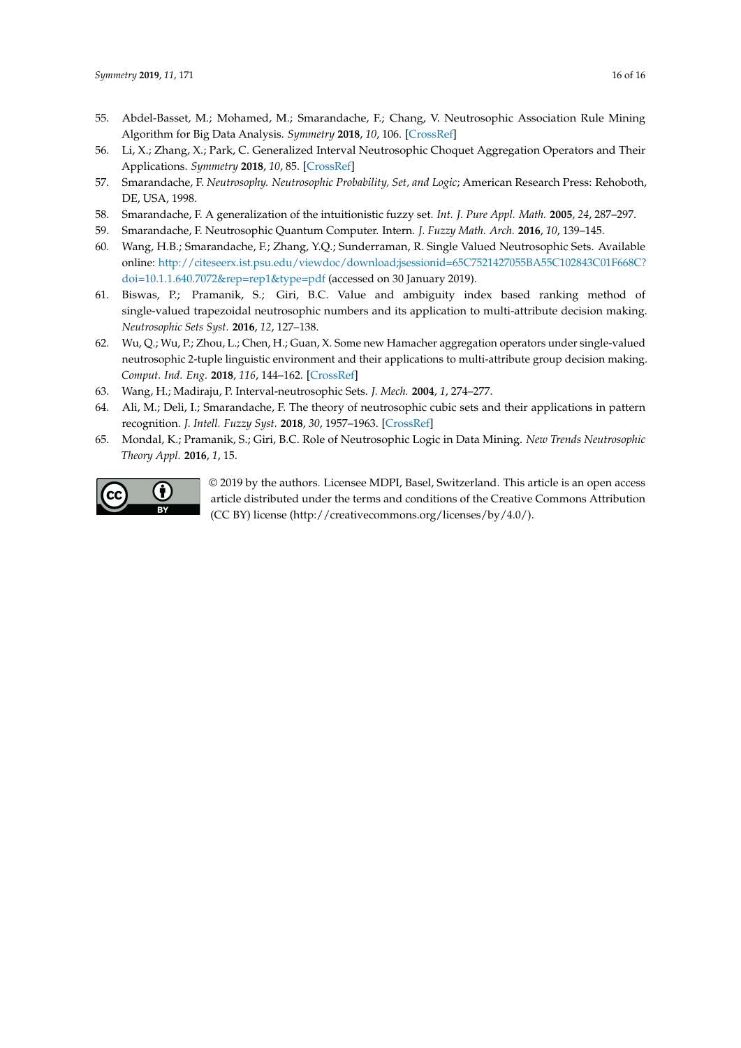55. Abdel-Basset, M.; Mohamed, M.; Smarandache, F.; Chang, V. Neutrosophic Association Rule Mining Algorithm for Big Data Analysis. *Symmetry* **2018**, *10*, 106. [CrossRef]
56. Li, X.; Zhang, X.; Park, C. Generalized Interval Neutrosophic Choquet Aggregation Operators and Their Applications. *Symmetry* **2018**, *10*, 85. [CrossRef]
57. Smarandache, F. *Neutrosophy. Neutrosophic Probability, Set, and Logic*; American Research Press: Rehoboth, DE, USA, 1998.
58. Smarandache, F. A generalization of the intuitionistic fuzzy set. *Int. J. Pure Appl. Math.* **2005**, *24*, 287–297.
59. Smarandache, F. Neutrosophic Quantum Computer. Intern. *J. Fuzzy Math. Arch.* **2016**, *10*, 139–145.
60. Wang, H.B.; Smarandache, F.; Zhang, Y.Q.; Sunderraman, R. Single Valued Neutrosophic Sets. Available online: http://citeseerx.ist.psu.edu/viewdoc/download;jsessionid=65C7521427055BA55C102843C01F668C?doi=10.1.1.640.7072&rep=rep1&type=pdf (accessed on 30 January 2019).
61. Biswas, P.; Pramanik, S.; Giri, B.C. Value and ambiguity index based ranking method of single-valued trapezoidal neutrosophic numbers and its application to multi-attribute decision making. *Neutrosophic Sets Syst.* **2016**, *12*, 127–138.
62. Wu, Q.; Wu, P.; Zhou, L.; Chen, H.; Guan, X. Some new Hamacher aggregation operators under single-valued neutrosophic 2-tuple linguistic environment and their applications to multi-attribute group decision making. *Comput. Ind. Eng.* **2018**, *116*, 144–162. [CrossRef]
63. Wang, H.; Madiraju, P. Interval-neutrosophic Sets. *J. Mech.* **2004**, *1*, 274–277.
64. Ali, M.; Deli, I.; Smarandache, F. The theory of neutrosophic cubic sets and their applications in pattern recognition. *J. Intell. Fuzzy Syst.* **2018**, *30*, 1957–1963. [CrossRef]
65. Mondal, K.; Pramanik, S.; Giri, B.C. Role of Neutrosophic Logic in Data Mining. *New Trends Neutrosophic Theory Appl.* **2016**, *1*, 15.

© 2019 by the authors. Licensee MDPI, Basel, Switzerland. This article is an open access article distributed under the terms and conditions of the Creative Commons Attribution (CC BY) license (http://creativecommons.org/licenses/by/4.0/).